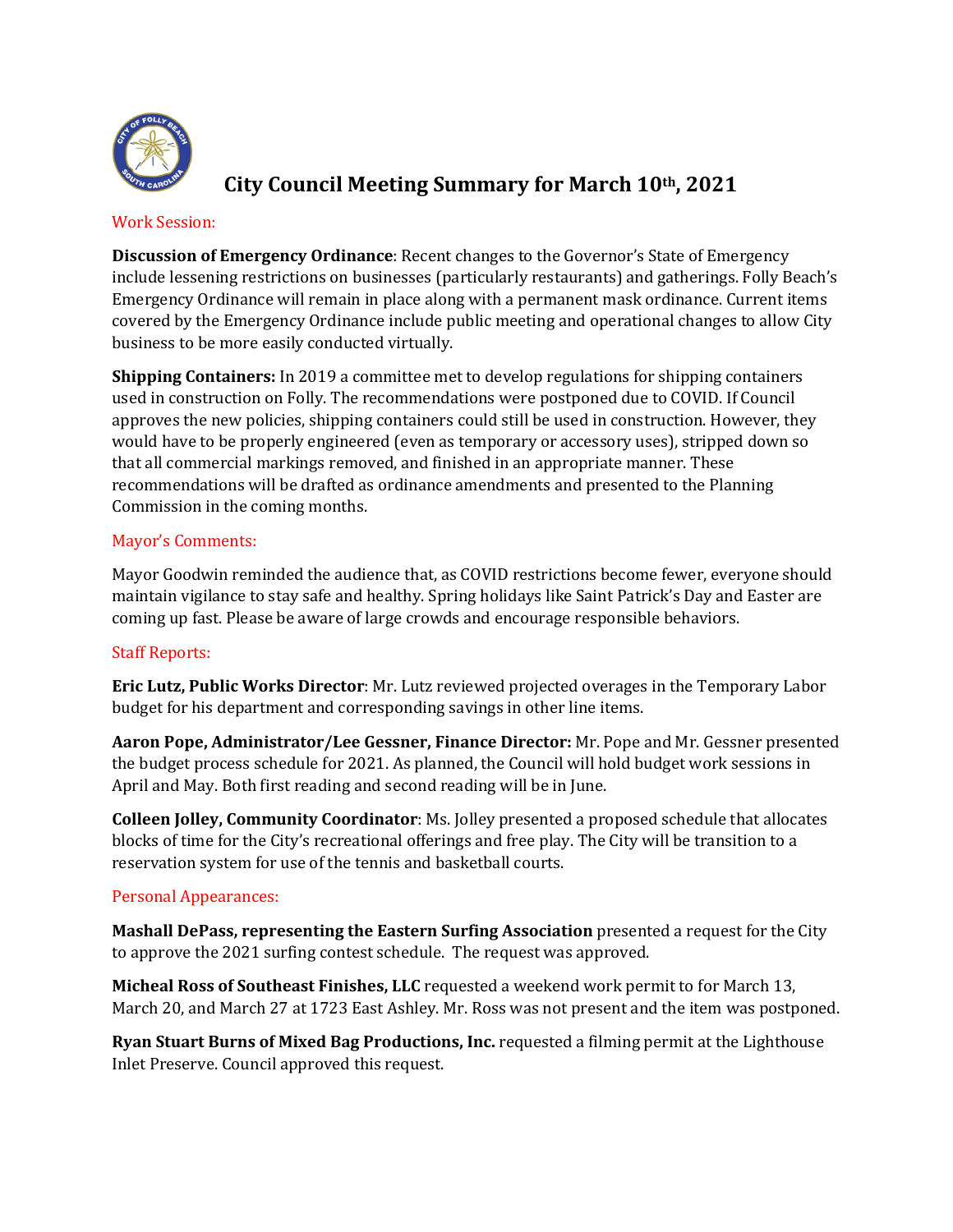# City Council Meeting Summary for March 10th, 2021

## Work Session:

**Discussion of Emergency Ordinance**: Recent changes to the Governor's State of Emergency include lessening restrictions on businesses (particularly restaurants) and gatherings. Folly Beach's Emergency Ordinance will remain in place along with a permanent mask ordinance. Current items covered by the Emergency Ordinance include public meeting and operational changes to allow City business to be more easily conducted virtually.

**Shipping Containers:** In 2019 a committee met to develop regulations for shipping containers used in construction on Folly. The recommendations were postponed due to COVID. If Council approves the new policies, shipping containers could still be used in construction. However, they would have to be properly engineered (even as temporary or accessory uses), stripped down so that all commercial markings removed, and finished in an appropriate manner. These recommendations will be drafted as ordinance amendments and presented to the Planning Commission in the coming months.

## Mayor's Comments:

Mayor Goodwin reminded the audience that, as COVID restrictions become fewer, everyone should maintain vigilance to stay safe and healthy. Spring holidays like Saint Patrick's Day and Easter are coming up fast. Please be aware of large crowds and encourage responsible behaviors.

## Staff Reports:

**Eric Lutz, Public Works Director**: Mr. Lutz reviewed projected overages in the Temporary Labor budget for his department and corresponding savings in other line items.

**Aaron Pope, Administrator/Lee Gessner, Finance Director:** Mr. Pope and Mr. Gessner presented the budget process schedule for 2021. As planned, the Council will hold budget work sessions in April and May. Both first reading and second reading will be in June.

**Colleen Jolley, Community Coordinator**: Ms. Jolley presented a proposed schedule that allocates blocks of time for the City's recreational offerings and free play. The City will be transition to a reservation system for use of the tennis and basketball courts.

## Personal Appearances:

**Mashall DePass, representing the Eastern Surfing Association** presented a request for the City to approve the 2021 surfing contest schedule. The request was approved.

**Micheal Ross of Southeast Finishes, LLC** requested a weekend work permit to for March 13, March 20, and March 27 at 1723 East Ashley. Mr. Ross was not present and the item was postponed.

**Ryan Stuart Burns of Mixed Bag Productions, Inc.** requested a filming permit at the Lighthouse Inlet Preserve. Council approved this request.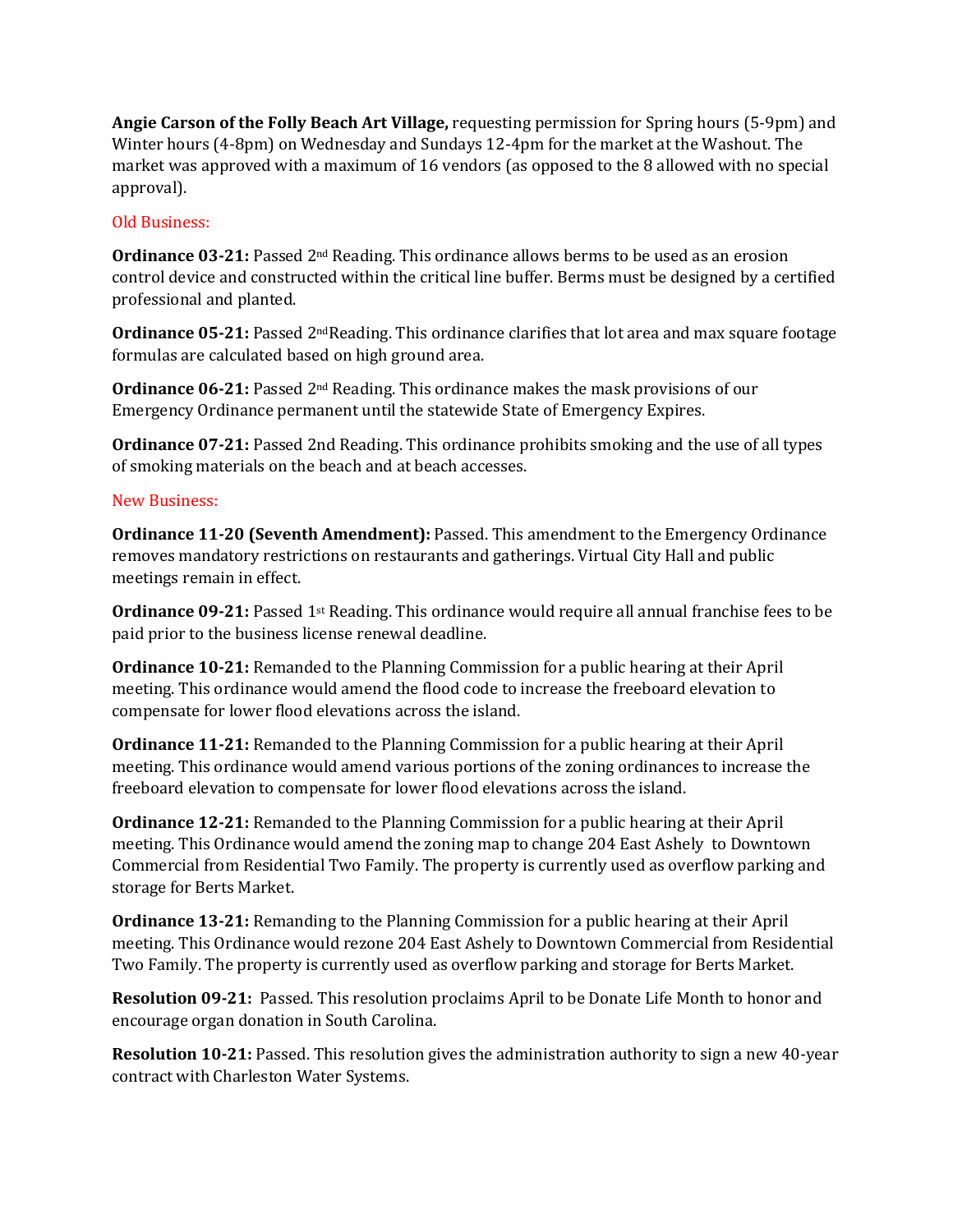**Angie Carson of the Folly Beach Art Village,** requesting permission for Spring hours (5-9pm) and Winter hours (4-8pm) on Wednesday and Sundays 12-4pm for the market at the Washout. The market was approved with a maximum of 16 vendors (as opposed to the 8 allowed with no special approval).

Old Business:

**Ordinance 03-21:** Passed 2nd Reading. This ordinance allows berms to be used as an erosion control device and constructed within the critical line buffer. Berms must be designed by a certified professional and planted.

**Ordinance 05-21:** Passed 2ndReading. This ordinance clarifies that lot area and max square footage formulas are calculated based on high ground area.

**Ordinance 06-21:** Passed 2nd Reading. This ordinance makes the mask provisions of our Emergency Ordinance permanent until the statewide State of Emergency Expires.

**Ordinance 07-21:** Passed 2nd Reading. This ordinance prohibits smoking and the use of all types of smoking materials on the beach and at beach accesses.

New Business:

**Ordinance 11-20 (Seventh Amendment):** Passed. This amendment to the Emergency Ordinance removes mandatory restrictions on restaurants and gatherings. Virtual City Hall and public meetings remain in effect.

**Ordinance 09-21:** Passed 1st Reading. This ordinance would require all annual franchise fees to be paid prior to the business license renewal deadline.

**Ordinance 10-21:** Remanded to the Planning Commission for a public hearing at their April meeting. This ordinance would amend the flood code to increase the freeboard elevation to compensate for lower flood elevations across the island.

**Ordinance 11-21:** Remanded to the Planning Commission for a public hearing at their April meeting. This ordinance would amend various portions of the zoning ordinances to increase the freeboard elevation to compensate for lower flood elevations across the island.

**Ordinance 12-21:** Remanded to the Planning Commission for a public hearing at their April meeting. This Ordinance would amend the zoning map to change 204 East Ashely to Downtown Commercial from Residential Two Family. The property is currently used as overflow parking and storage for Berts Market.

**Ordinance 13-21:** Remanding to the Planning Commission for a public hearing at their April meeting. This Ordinance would rezone 204 East Ashely to Downtown Commercial from Residential Two Family. The property is currently used as overflow parking and storage for Berts Market.

**Resolution 09-21:** Passed. This resolution proclaims April to be Donate Life Month to honor and encourage organ donation in South Carolina.

**Resolution 10-21:** Passed. This resolution gives the administration authority to sign a new 40-year contract with Charleston Water Systems.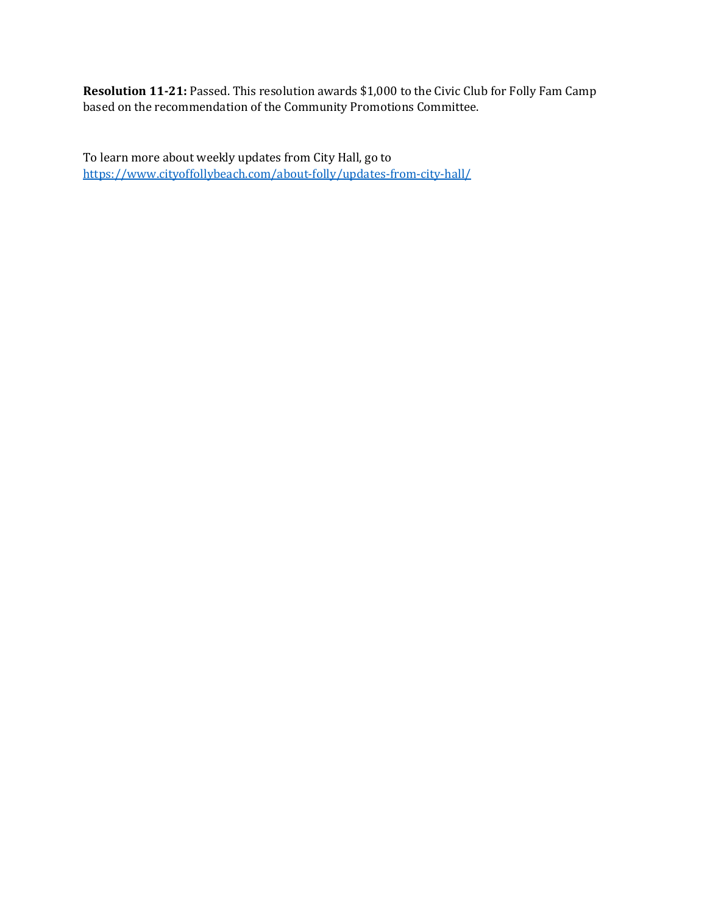**Resolution 11-21:** Passed. This resolution awards $1,000 to the Civic Club for Folly Fam Camp based on the recommendation of the Community Promotions Committee.

To learn more about weekly updates from City Hall, go to https://www.cityoffollybeach.com/about-folly/updates-from-city-hall/